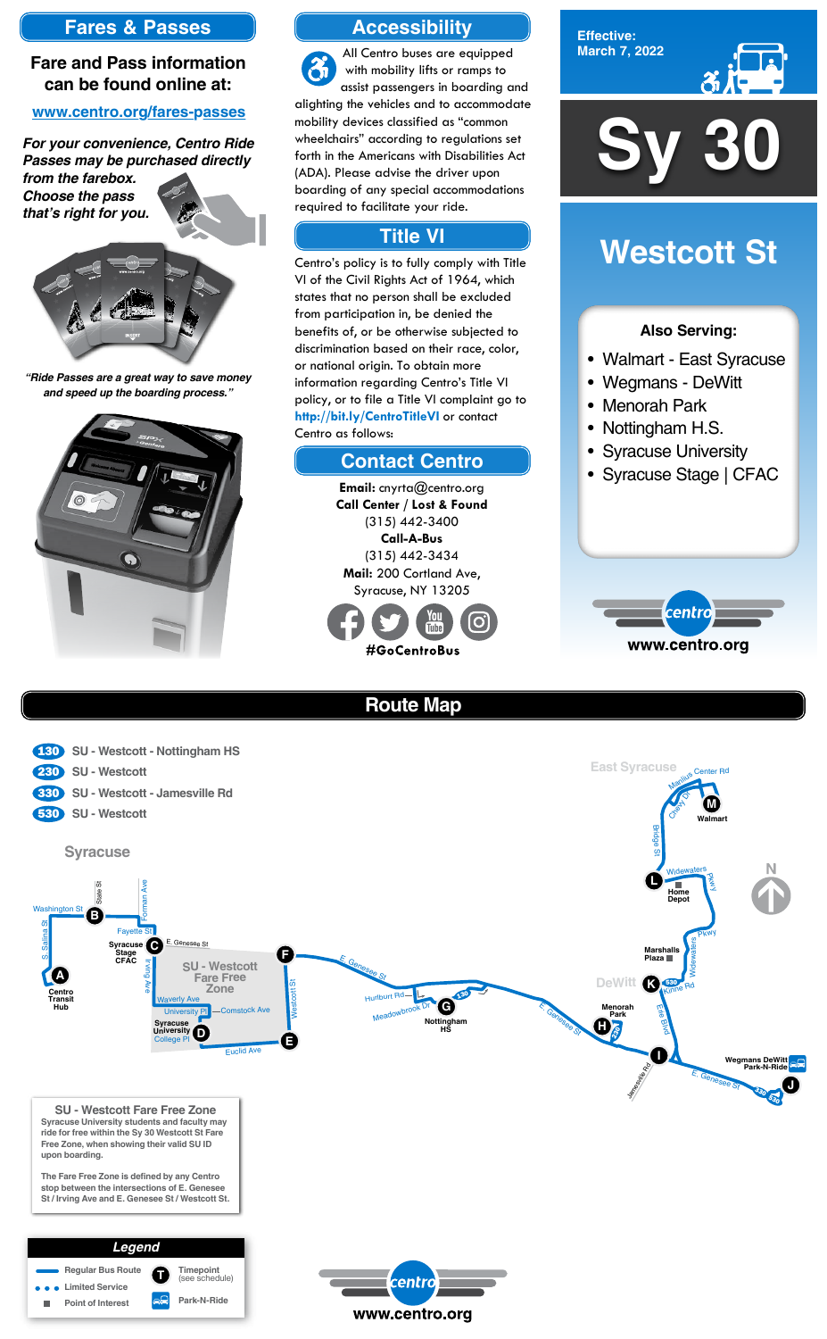## Fares & Passes

**Fare and Pass information can be found online at:**

www.centro.org/fares-passes

***For your convenience, Centro Ride Passes may be purchased directly from the farebox. Choose the pass that's right for you.***

*"Ride Passes are a great way to save money and speed up the boarding process."*

## Accessibility

All Centro buses are equipped with mobility lifts or ramps to assist passengers in boarding and alighting the vehicles and to accommodate mobility devices classified as "common wheelchairs" according to regulations set forth in the Americans with Disabilities Act (ADA). Please advise the driver upon boarding of any special accommodations required to facilitate your ride.

## Title VI

Centro's policy is to fully comply with Title VI of the Civil Rights Act of 1964, which states that no person shall be excluded from participation in, be denied the benefits of, or be otherwise subjected to discrimination based on their race, color, or national origin. To obtain more information regarding Centro's Title VI policy, or to file a Title VI complaint go to http://bit.ly/CentroTitleVI or contact Centro as follows:

## Contact Centro

**Email:** cnyrta@centro.org
**Call Center / Lost & Found**
(315) 442-3400
**Call-A-Bus**
(315) 442-3434
**Mail:** 200 Cortland Ave, Syracuse, NY 13205

#GoCentroBus

Effective: March 7, 2022

# Sy 30

# Westcott St

**Also Serving:**

- Walmart - East Syracuse
- Wegmans - DeWitt
- Menorah Park
- Nottingham H.S.
- Syracuse University
- Syracuse Stage | CFAC

centro
www.centro.org

## Route Map

- 130 SU - Westcott - Nottingham HS
- 230 SU - Westcott
- 330 SU - Westcott - Jamesville Rd
- 530 SU - Westcott

Timepoints: A Centro Transit Hub; B; C Syracuse Stage CFAC; D Syracuse University; E; F; G Nottingham HS; H Menorah Park; I; J Wegmans DeWitt Park-N-Ride; K; L Home Depot; M Walmart

### SU - Westcott Fare Free Zone

Syracuse University students and faculty may ride for free within the Sy 30 Westcott St Fare Free Zone, when showing their valid SU ID upon boarding.

The Fare Free Zone is defined by any Centro stop between the intersections of E. Genesee St / Irving Ave and E. Genesee St / Westcott St.

### Legend

- Regular Bus Route
- Limited Service
- Point of Interest
- Timepoint (see schedule)
- Park-N-Ride

centro
www.centro.org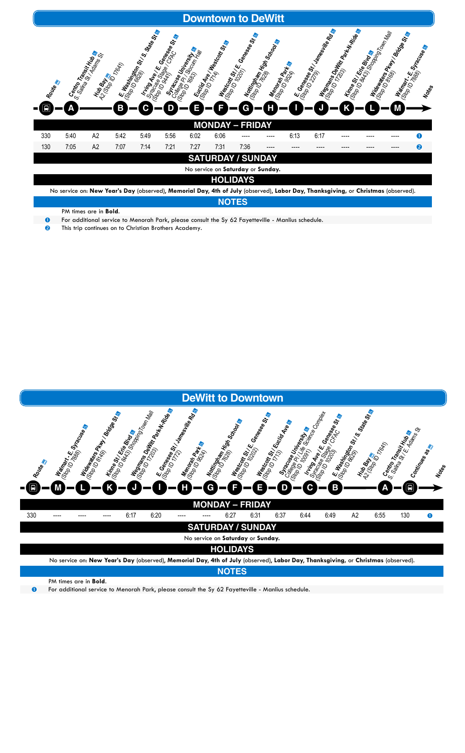# Downtown to DeWitt

| Route | A Centro Transit Hub S. Salina St / Adams St | Hub Bay A2 (Stop ID 17641) | B E. Washington St / S. State St (Stop ID 6628) | C Irving Ave / E. Genesee St Syracuse Stage / CFAC (Stop ID 9441) | D Syracuse University College Pl / Slocum Hall (Stop ID 1683) | E Euclid Ave / Westcott St (Stop ID 1714) | F Westcott St / E. Genesee St (Stop ID 10201) | G Nottingham High School (Stop ID 7628) | H Menorah Park (Stop ID 9524) | I E. Genesee St / Jamesville Rd (Stop ID 2279) | J Wegmans DeWitt Park-N-Ride (Stop ID 17203) | K Kinne St / Erie Blvd (Stop ID 8443) Shoppingtown Mall | L Widewaters Pkwy / Bridge St (Stop ID 8168) | M Walmart - E. Syracuse (Stop ID 7888) | Notes |
|---|---|---|---|---|---|---|---|---|---|---|---|---|---|---|---|
| **MONDAY – FRIDAY** | | | | | | | | | | | | | | | |
| 330 | 5:40 | A2 | 5:42 | 5:49 | 5:56 | 6:02 | 6:06 | ---- | ---- | 6:13 | 6:17 | ---- | ---- | ---- | 1 |
| 130 | 7:05 | A2 | 7:07 | 7:14 | 7:21 | 7:27 | 7:31 | 7:36 | ---- | ---- | ---- | ---- | ---- | ---- | 2 |

## SATURDAY / SUNDAY

No service on **Saturday** or **Sunday.**

## HOLIDAYS

No service on: **New Year's Day** (observed), **Memorial Day**, **4th of July** (observed), **Labor Day**, **Thanksgiving**, or **Christmas** (observed).

## NOTES

PM times are in **Bold**.

1. For additional service to Menorah Park, please consult the Sy 62 Fayetteville - Manlius schedule.
2. This trip continues on to Christian Brothers Academy.

# DeWitt to Downtown

| Route | M Walmart - E. Syracuse (Stop ID 7888) | L Widewaters Pkwy / Bridge St (Stop ID 8149) | K Kinne St / Erie Blvd (Stop ID 8443) Shoppingtown Mall | J Wegmans DeWitt Park-N-Ride (Stop ID 17203) | I E. Genesee St / Jamesville Rd (Stop ID 1772) | H Menorah Park (Stop ID 9524) | G Nottingham High School (Stop ID 7628) | F Westcott St / E. Genesee St (Stop ID 10202) | E Westcott St / Euclid Ave (Stop ID 1713) | D Syracuse University College Pl / Life Science Complex (Stop ID 10091) | C Irving Ave / E. Genesee St Syracuse Stage / CFAC (Stop ID 10203) | B E. Washington St / S. State St (Stop ID 6629) | Hub Bay A2 (Stop ID 17641) | A Centro Transit Hub S Salina St / E. Adams St | Continues as | Notes |
|---|---|---|---|---|---|---|---|---|---|---|---|---|---|---|---|---|
| **MONDAY – FRIDAY** | | | | | | | | | | | | | | | | |
| 330 | ---- | ---- | ---- | 6:17 | 6:20 | ---- | ---- | 6:27 | 6:31 | 6:37 | 6:44 | 6:49 | A2 | 6:55 | 130 | 1 |

## SATURDAY / SUNDAY

No service on **Saturday** or **Sunday.**

## HOLIDAYS

No service on: **New Year's Day** (observed), **Memorial Day**, **4th of July** (observed), **Labor Day**, **Thanksgiving**, or **Christmas** (observed).

## NOTES

PM times are in **Bold**.

1. For additional service to Menorah Park, please consult the Sy 62 Fayetteville - Manlius schedule.